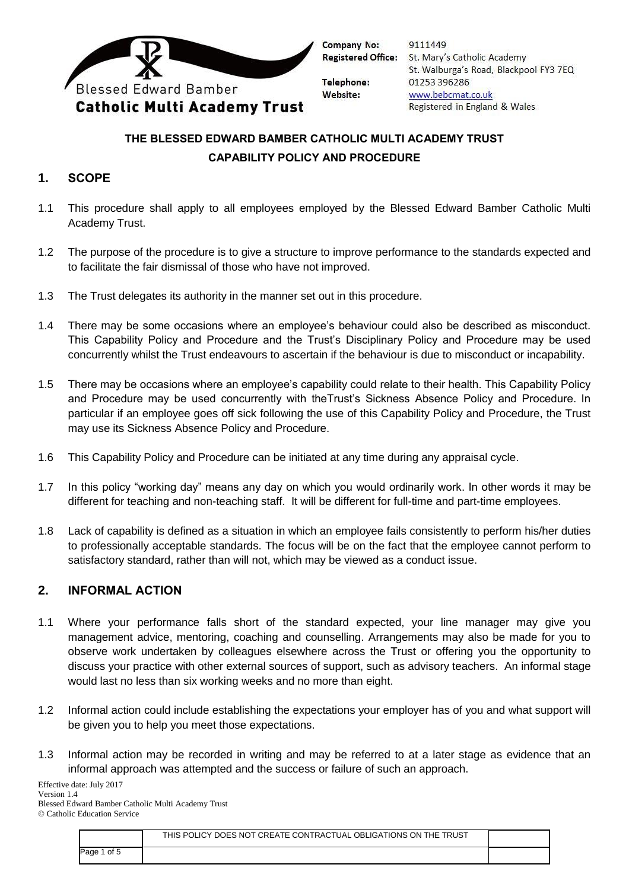Company No: 9111449
Registered Office: St. Mary's Catholic Academy, St. Walburga's Road, Blackpool FY3 7EQ
Telephone: 01253 396286
Website: www.bebcmat.co.uk
Registered in England & Wales

**THE BLESSED EDWARD BAMBER CATHOLIC MULTI ACADEMY TRUST**

**CAPABILITY POLICY AND PROCEDURE**

## 1. SCOPE

1.1 This procedure shall apply to all employees employed by the Blessed Edward Bamber Catholic Multi Academy Trust.

1.2 The purpose of the procedure is to give a structure to improve performance to the standards expected and to facilitate the fair dismissal of those who have not improved.

1.3 The Trust delegates its authority in the manner set out in this procedure.

1.4 There may be some occasions where an employee's behaviour could also be described as misconduct. This Capability Policy and Procedure and the Trust's Disciplinary Policy and Procedure may be used concurrently whilst the Trust endeavours to ascertain if the behaviour is due to misconduct or incapability.

1.5 There may be occasions where an employee's capability could relate to their health. This Capability Policy and Procedure may be used concurrently with theTrust's Sickness Absence Policy and Procedure. In particular if an employee goes off sick following the use of this Capability Policy and Procedure, the Trust may use its Sickness Absence Policy and Procedure.

1.6 This Capability Policy and Procedure can be initiated at any time during any appraisal cycle.

1.7 In this policy "working day" means any day on which you would ordinarily work. In other words it may be different for teaching and non-teaching staff. It will be different for full-time and part-time employees.

1.8 Lack of capability is defined as a situation in which an employee fails consistently to perform his/her duties to professionally acceptable standards. The focus will be on the fact that the employee cannot perform to satisfactory standard, rather than will not, which may be viewed as a conduct issue.

## 2. INFORMAL ACTION

1.1 Where your performance falls short of the standard expected, your line manager may give you management advice, mentoring, coaching and counselling. Arrangements may also be made for you to observe work undertaken by colleagues elsewhere across the Trust or offering you the opportunity to discuss your practice with other external sources of support, such as advisory teachers. An informal stage would last no less than six working weeks and no more than eight.

1.2 Informal action could include establishing the expectations your employer has of you and what support will be given you to help you meet those expectations.

1.3 Informal action may be recorded in writing and may be referred to at a later stage as evidence that an informal approach was attempted and the success or failure of such an approach.

Effective date: July 2017
Version 1.4
Blessed Edward Bamber Catholic Multi Academy Trust
© Catholic Education Service

THIS POLICY DOES NOT CREATE CONTRACTUAL OBLIGATIONS ON THE TRUST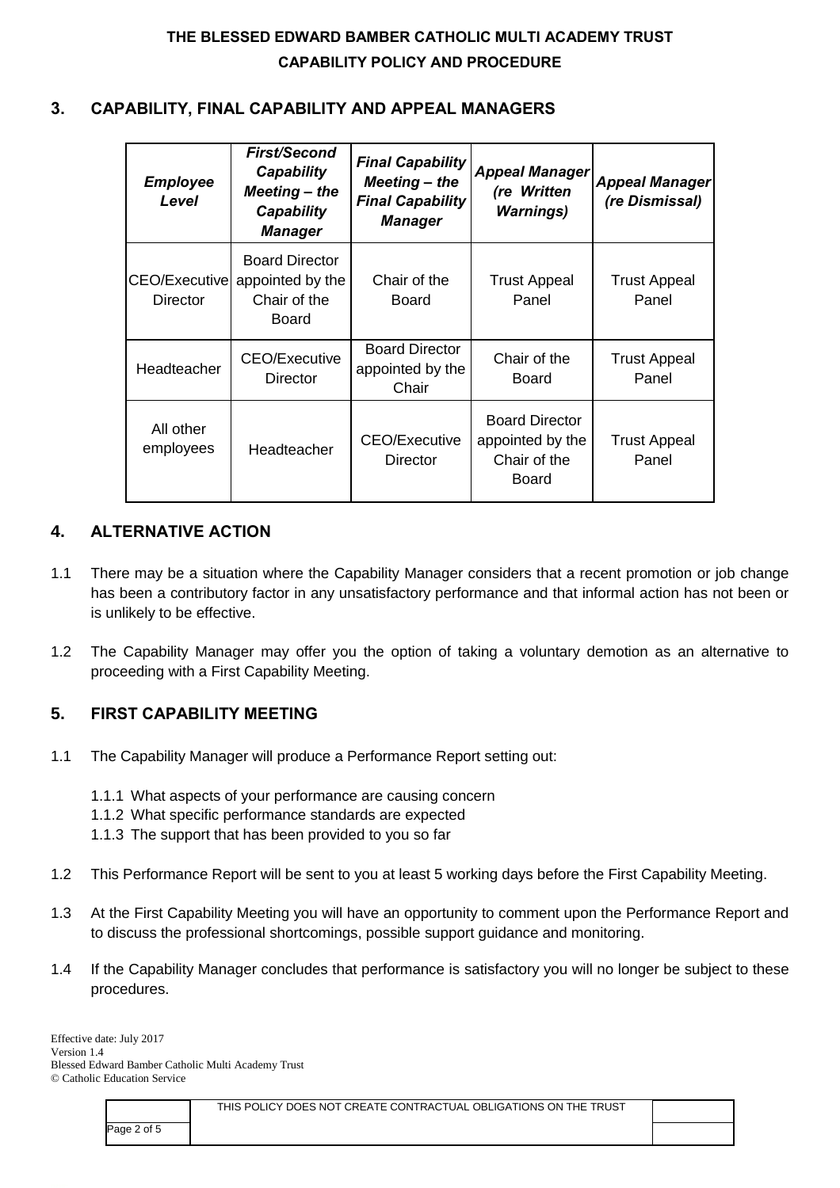## 3. CAPABILITY, FINAL CAPABILITY AND APPEAL MANAGERS

| *Employee Level* | *First/Second Capability Meeting – the Capability Manager* | *Final Capability Meeting – the Final Capability Manager* | *Appeal Manager (re Written Warnings)* | *Appeal Manager (re Dismissal)* |
|---|---|---|---|---|
| CEO/Executive Director | Board Director appointed by the Chair of the Board | Chair of the Board | Trust Appeal Panel | Trust Appeal Panel |
| Headteacher | CEO/Executive Director | Board Director appointed by the Chair | Chair of the Board | Trust Appeal Panel |
| All other employees | Headteacher | CEO/Executive Director | Board Director appointed by the Chair of the Board | Trust Appeal Panel |

## 4. ALTERNATIVE ACTION

1.1 There may be a situation where the Capability Manager considers that a recent promotion or job change has been a contributory factor in any unsatisfactory performance and that informal action has not been or is unlikely to be effective.

1.2 The Capability Manager may offer you the option of taking a voluntary demotion as an alternative to proceeding with a First Capability Meeting.

## 5. FIRST CAPABILITY MEETING

1.1 The Capability Manager will produce a Performance Report setting out:

- 1.1.1 What aspects of your performance are causing concern
- 1.1.2 What specific performance standards are expected
- 1.1.3 The support that has been provided to you so far

1.2 This Performance Report will be sent to you at least 5 working days before the First Capability Meeting.

1.3 At the First Capability Meeting you will have an opportunity to comment upon the Performance Report and to discuss the professional shortcomings, possible support guidance and monitoring.

1.4 If the Capability Manager concludes that performance is satisfactory you will no longer be subject to these procedures.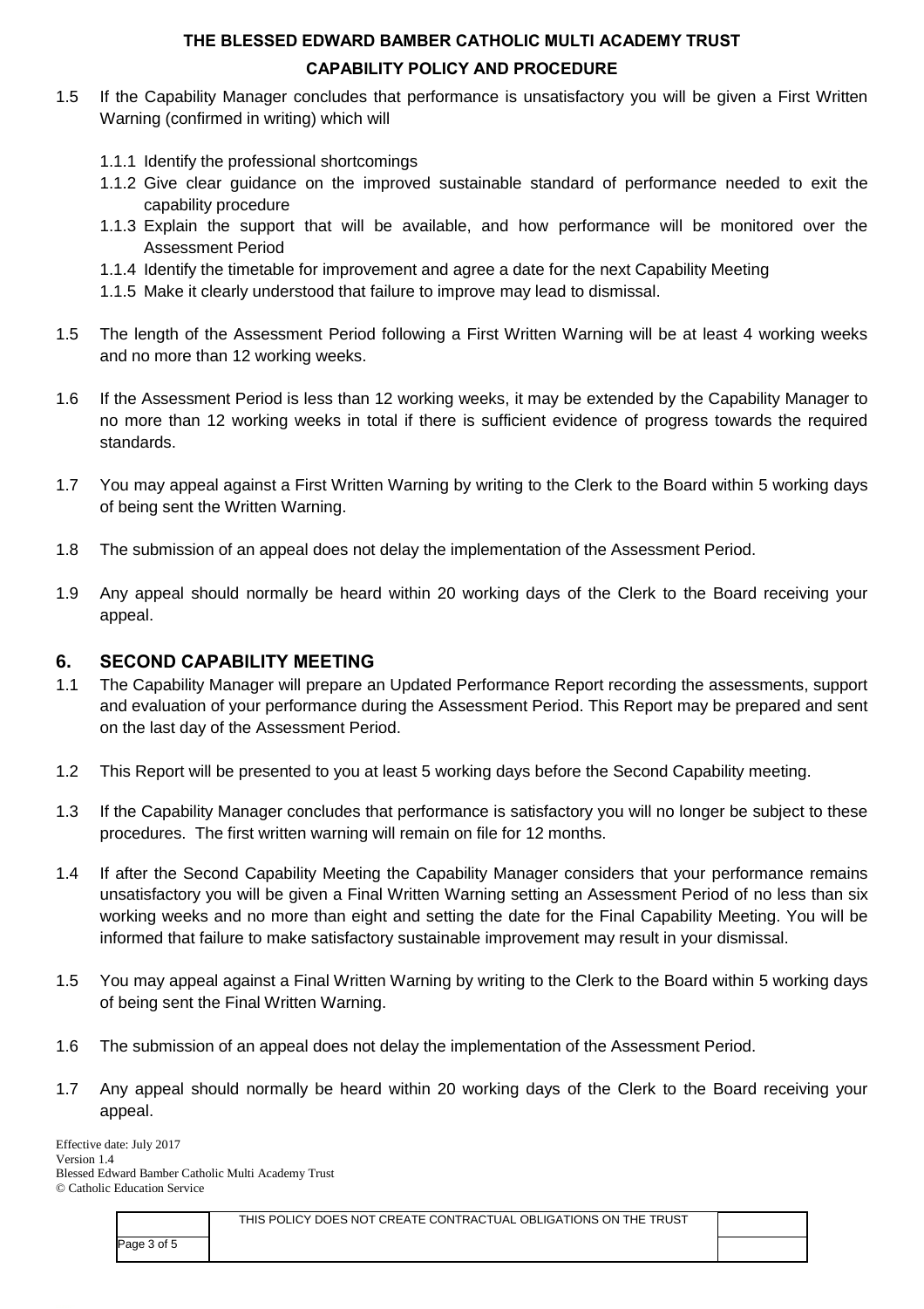1.5 If the Capability Manager concludes that performance is unsatisfactory you will be given a First Written Warning (confirmed in writing) which will

   1.1.1 Identify the professional shortcomings
   1.1.2 Give clear guidance on the improved sustainable standard of performance needed to exit the capability procedure
   1.1.3 Explain the support that will be available, and how performance will be monitored over the Assessment Period
   1.1.4 Identify the timetable for improvement and agree a date for the next Capability Meeting
   1.1.5 Make it clearly understood that failure to improve may lead to dismissal.

1.5 The length of the Assessment Period following a First Written Warning will be at least 4 working weeks and no more than 12 working weeks.

1.6 If the Assessment Period is less than 12 working weeks, it may be extended by the Capability Manager to no more than 12 working weeks in total if there is sufficient evidence of progress towards the required standards.

1.7 You may appeal against a First Written Warning by writing to the Clerk to the Board within 5 working days of being sent the Written Warning.

1.8 The submission of an appeal does not delay the implementation of the Assessment Period.

1.9 Any appeal should normally be heard within 20 working days of the Clerk to the Board receiving your appeal.

## 6. SECOND CAPABILITY MEETING

1.1 The Capability Manager will prepare an Updated Performance Report recording the assessments, support and evaluation of your performance during the Assessment Period. This Report may be prepared and sent on the last day of the Assessment Period.

1.2 This Report will be presented to you at least 5 working days before the Second Capability meeting.

1.3 If the Capability Manager concludes that performance is satisfactory you will no longer be subject to these procedures. The first written warning will remain on file for 12 months.

1.4 If after the Second Capability Meeting the Capability Manager considers that your performance remains unsatisfactory you will be given a Final Written Warning setting an Assessment Period of no less than six working weeks and no more than eight and setting the date for the Final Capability Meeting. You will be informed that failure to make satisfactory sustainable improvement may result in your dismissal.

1.5 You may appeal against a Final Written Warning by writing to the Clerk to the Board within 5 working days of being sent the Final Written Warning.

1.6 The submission of an appeal does not delay the implementation of the Assessment Period.

1.7 Any appeal should normally be heard within 20 working days of the Clerk to the Board receiving your appeal.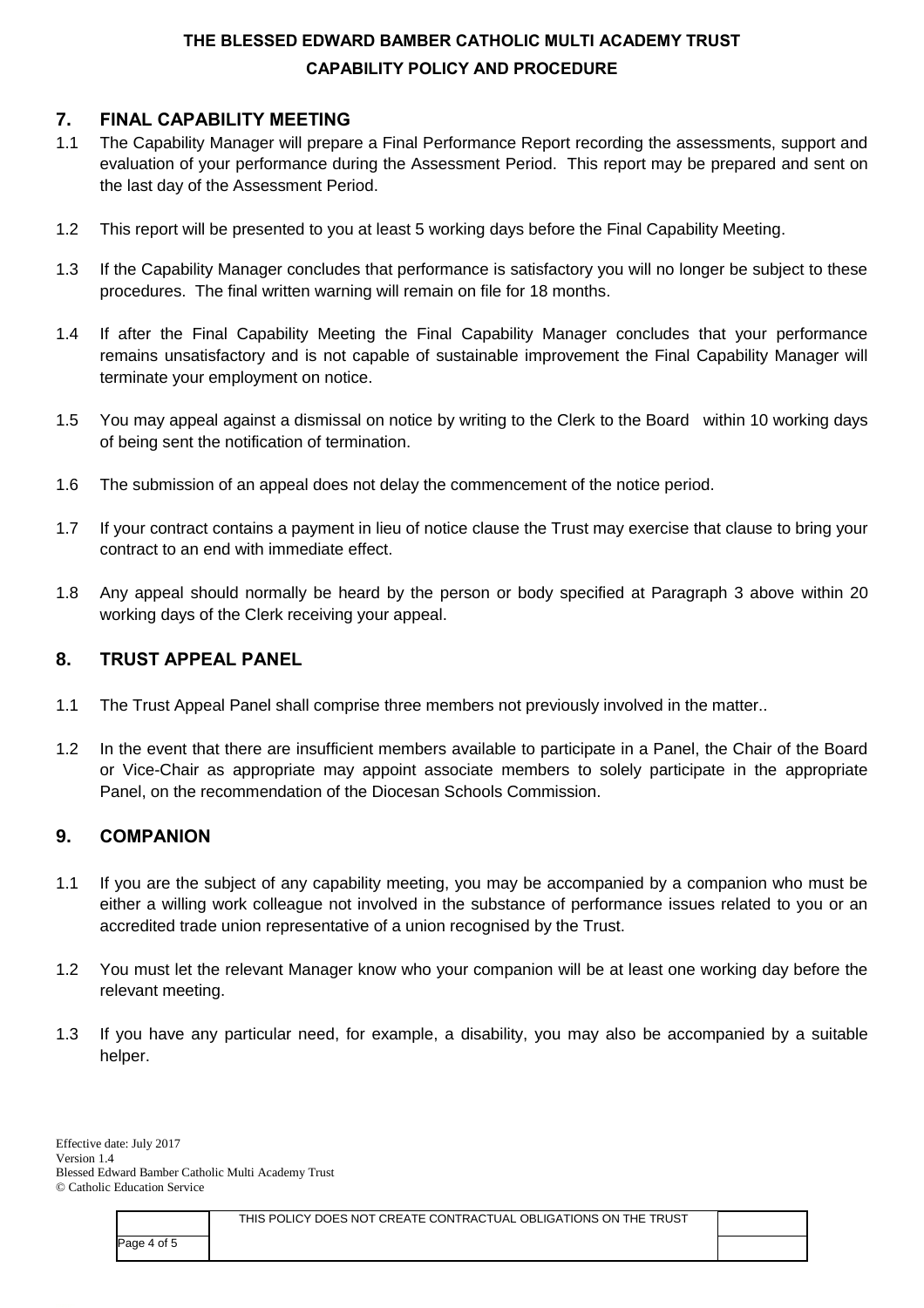## 7. FINAL CAPABILITY MEETING

1.1 The Capability Manager will prepare a Final Performance Report recording the assessments, support and evaluation of your performance during the Assessment Period. This report may be prepared and sent on the last day of the Assessment Period.

1.2 This report will be presented to you at least 5 working days before the Final Capability Meeting.

1.3 If the Capability Manager concludes that performance is satisfactory you will no longer be subject to these procedures. The final written warning will remain on file for 18 months.

1.4 If after the Final Capability Meeting the Final Capability Manager concludes that your performance remains unsatisfactory and is not capable of sustainable improvement the Final Capability Manager will terminate your employment on notice.

1.5 You may appeal against a dismissal on notice by writing to the Clerk to the Board within 10 working days of being sent the notification of termination.

1.6 The submission of an appeal does not delay the commencement of the notice period.

1.7 If your contract contains a payment in lieu of notice clause the Trust may exercise that clause to bring your contract to an end with immediate effect.

1.8 Any appeal should normally be heard by the person or body specified at Paragraph 3 above within 20 working days of the Clerk receiving your appeal.

## 8. TRUST APPEAL PANEL

1.1 The Trust Appeal Panel shall comprise three members not previously involved in the matter..

1.2 In the event that there are insufficient members available to participate in a Panel, the Chair of the Board or Vice-Chair as appropriate may appoint associate members to solely participate in the appropriate Panel, on the recommendation of the Diocesan Schools Commission.

## 9. COMPANION

1.1 If you are the subject of any capability meeting, you may be accompanied by a companion who must be either a willing work colleague not involved in the substance of performance issues related to you or an accredited trade union representative of a union recognised by the Trust.

1.2 You must let the relevant Manager know who your companion will be at least one working day before the relevant meeting.

1.3 If you have any particular need, for example, a disability, you may also be accompanied by a suitable helper.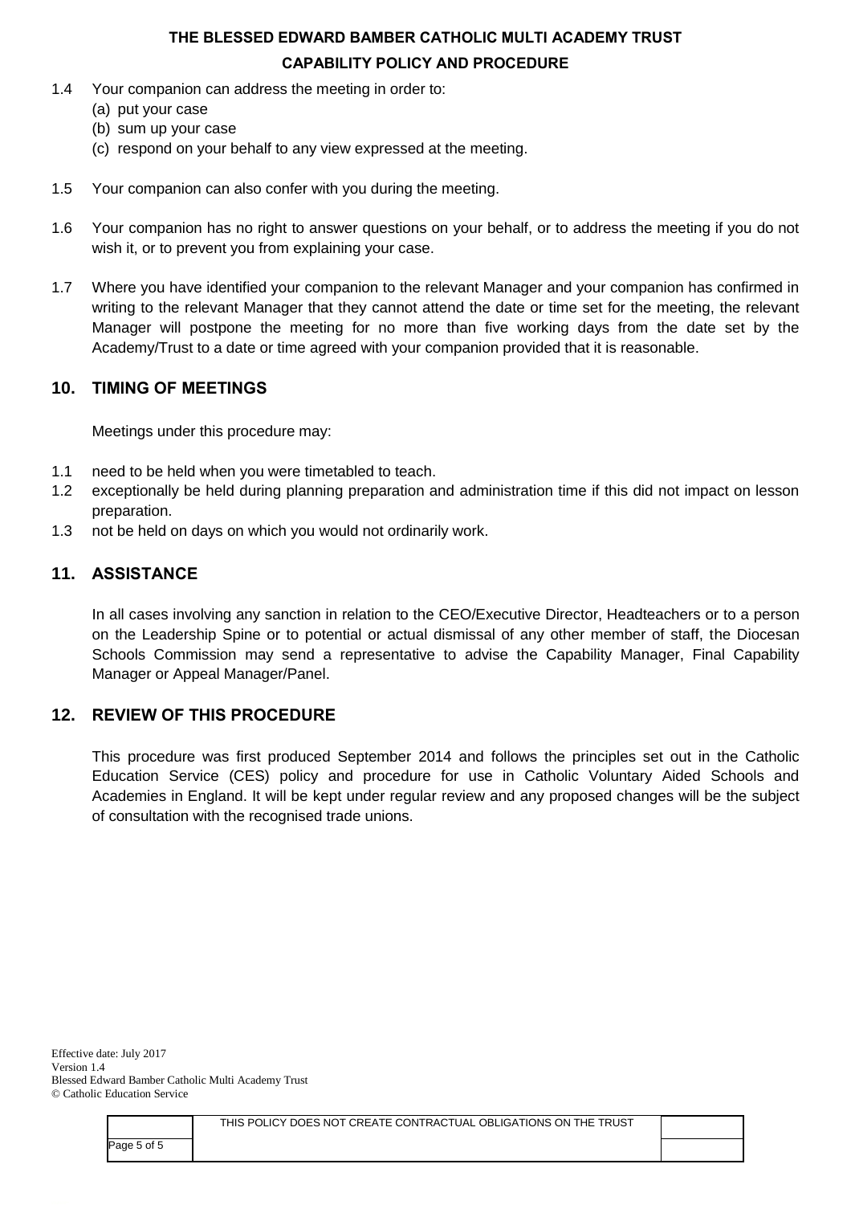1.4 Your companion can address the meeting in order to:
   (a) put your case
   (b) sum up your case
   (c) respond on your behalf to any view expressed at the meeting.

1.5 Your companion can also confer with you during the meeting.

1.6 Your companion has no right to answer questions on your behalf, or to address the meeting if you do not wish it, or to prevent you from explaining your case.

1.7 Where you have identified your companion to the relevant Manager and your companion has confirmed in writing to the relevant Manager that they cannot attend the date or time set for the meeting, the relevant Manager will postpone the meeting for no more than five working days from the date set by the Academy/Trust to a date or time agreed with your companion provided that it is reasonable.

## 10. TIMING OF MEETINGS

Meetings under this procedure may:

1.1 need to be held when you were timetabled to teach.
1.2 exceptionally be held during planning preparation and administration time if this did not impact on lesson preparation.
1.3 not be held on days on which you would not ordinarily work.

## 11. ASSISTANCE

In all cases involving any sanction in relation to the CEO/Executive Director, Headteachers or to a person on the Leadership Spine or to potential or actual dismissal of any other member of staff, the Diocesan Schools Commission may send a representative to advise the Capability Manager, Final Capability Manager or Appeal Manager/Panel.

## 12. REVIEW OF THIS PROCEDURE

This procedure was first produced September 2014 and follows the principles set out in the Catholic Education Service (CES) policy and procedure for use in Catholic Voluntary Aided Schools and Academies in England. It will be kept under regular review and any proposed changes will be the subject of consultation with the recognised trade unions.

Effective date: July 2017
Version 1.4
Blessed Edward Bamber Catholic Multi Academy Trust
© Catholic Education Service

THIS POLICY DOES NOT CREATE CONTRACTUAL OBLIGATIONS ON THE TRUST